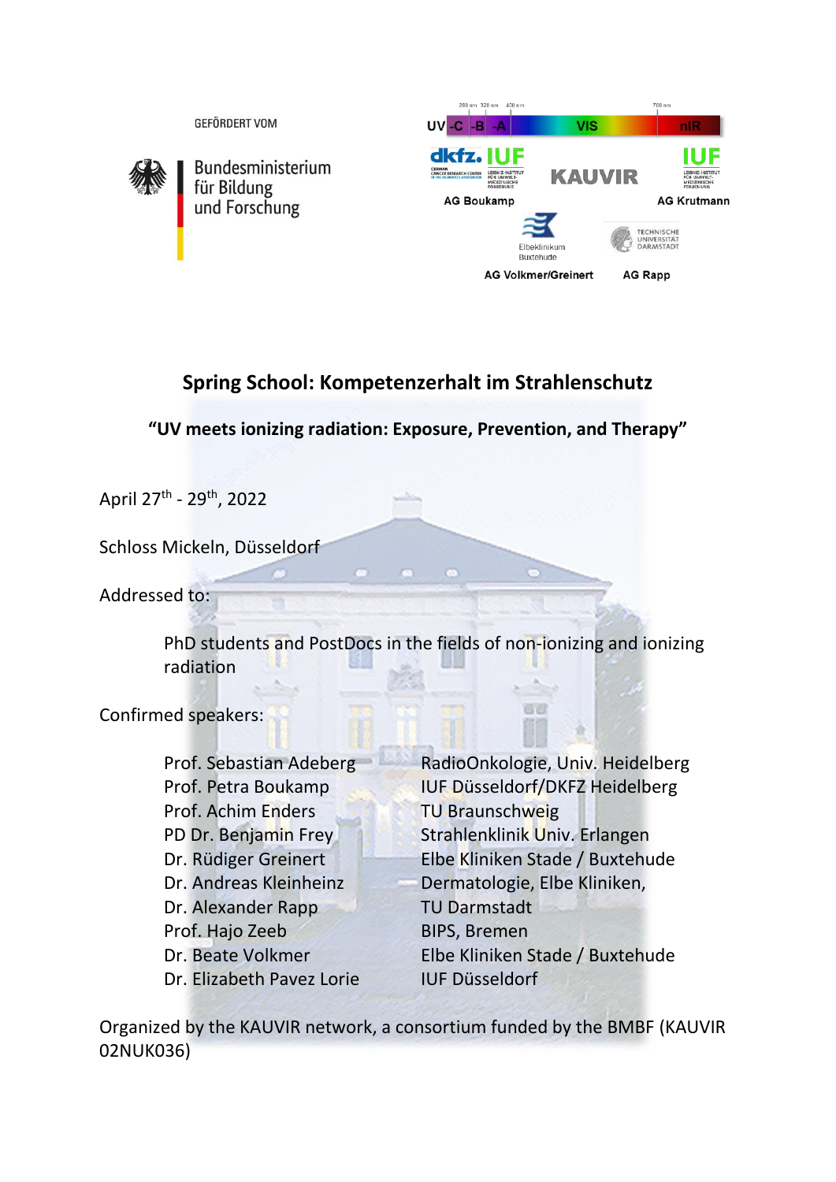GEFÖRDERT VOM

Bundesministerium für Bildung und Forschung

UV -C -B -A VIS nIR

KAUVIR

AG Boukamp

AG Krutmann

AG Volkmer/Greinert

AG Rapp

## Spring School: Kompetenzerhalt im Strahlenschutz

### "UV meets ionizing radiation: Exposure, Prevention, and Therapy"

April 27th - 29th, 2022

Schloss Mickeln, Düsseldorf

Addressed to:

PhD students and PostDocs in the fields of non-ionizing and ionizing radiation

Confirmed speakers:

| | |
|---|---|
| Prof. Sebastian Adeberg | RadioOnkologie, Univ. Heidelberg |
| Prof. Petra Boukamp | IUF Düsseldorf/DKFZ Heidelberg |
| Prof. Achim Enders | TU Braunschweig |
| PD Dr. Benjamin Frey | Strahlenklinik Univ. Erlangen |
| Dr. Rüdiger Greinert | Elbe Kliniken Stade / Buxtehude |
| Dr. Andreas Kleinheinz | Dermatologie, Elbe Kliniken, |
| Dr. Alexander Rapp | TU Darmstadt |
| Prof. Hajo Zeeb | BIPS, Bremen |
| Dr. Beate Volkmer | Elbe Kliniken Stade / Buxtehude |
| Dr. Elizabeth Pavez Lorie | IUF Düsseldorf |

Organized by the KAUVIR network, a consortium funded by the BMBF (KAUVIR 02NUK036)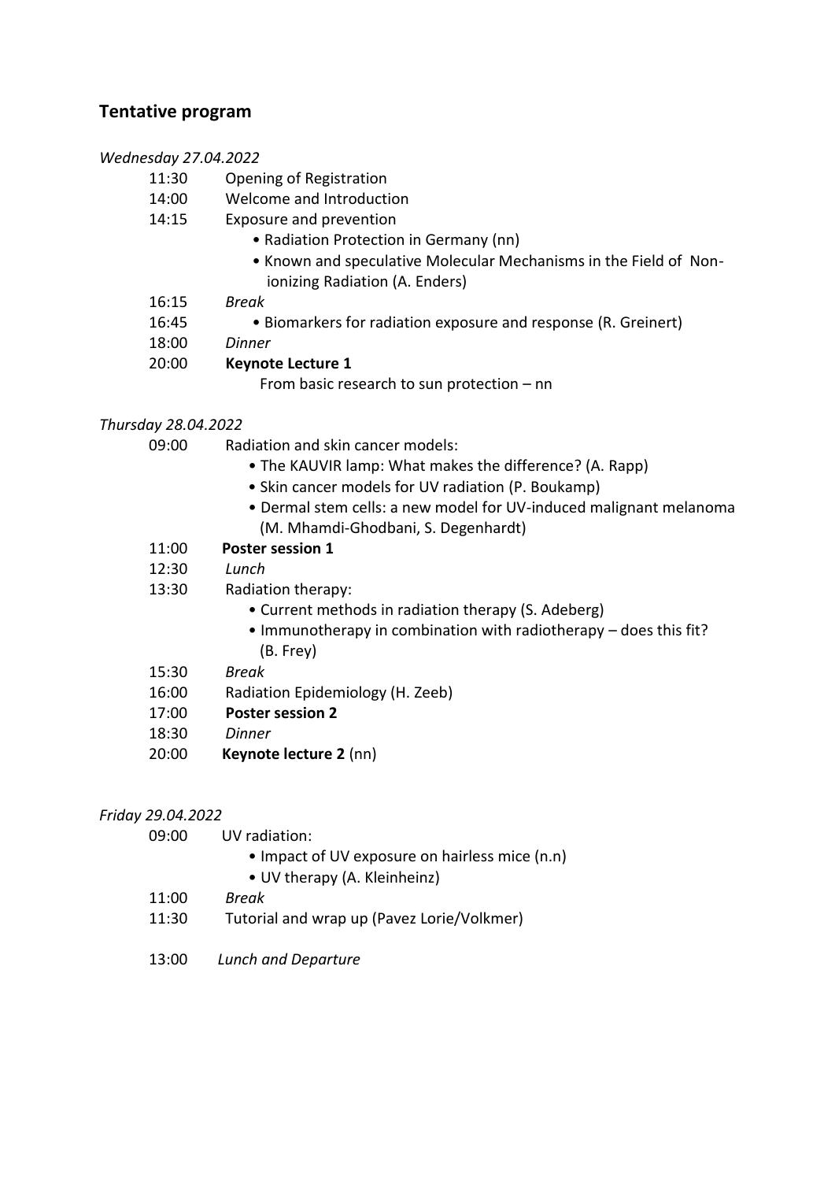## Tentative program

*Wednesday 27.04.2022*

| | |
|---|---|
| 11:30 | Opening of Registration |
| 14:00 | Welcome and Introduction |
| 14:15 | Exposure and prevention<br>• Radiation Protection in Germany (nn)<br>• Known and speculative Molecular Mechanisms in the Field of Non-ionizing Radiation (A. Enders) |
| 16:15 | *Break* |
| 16:45 | • Biomarkers for radiation exposure and response (R. Greinert) |
| 18:00 | *Dinner* |
| 20:00 | **Keynote Lecture 1**<br>From basic research to sun protection – nn |

*Thursday 28.04.2022*

| | |
|---|---|
| 09:00 | Radiation and skin cancer models:<br>• The KAUVIR lamp: What makes the difference? (A. Rapp)<br>• Skin cancer models for UV radiation (P. Boukamp)<br>• Dermal stem cells: a new model for UV-induced malignant melanoma (M. Mhamdi-Ghodbani, S. Degenhardt) |
| 11:00 | **Poster session 1** |
| 12:30 | *Lunch* |
| 13:30 | Radiation therapy:<br>• Current methods in radiation therapy (S. Adeberg)<br>• Immunotherapy in combination with radiotherapy – does this fit? (B. Frey) |
| 15:30 | *Break* |
| 16:00 | Radiation Epidemiology (H. Zeeb) |
| 17:00 | **Poster session 2** |
| 18:30 | *Dinner* |
| 20:00 | **Keynote lecture 2** (nn) |

*Friday 29.04.2022*

| | |
|---|---|
| 09:00 | UV radiation:<br>• Impact of UV exposure on hairless mice (n.n)<br>• UV therapy (A. Kleinheinz) |
| 11:00 | *Break* |
| 11:30 | Tutorial and wrap up (Pavez Lorie/Volkmer) |
| 13:00 | *Lunch and Departure* |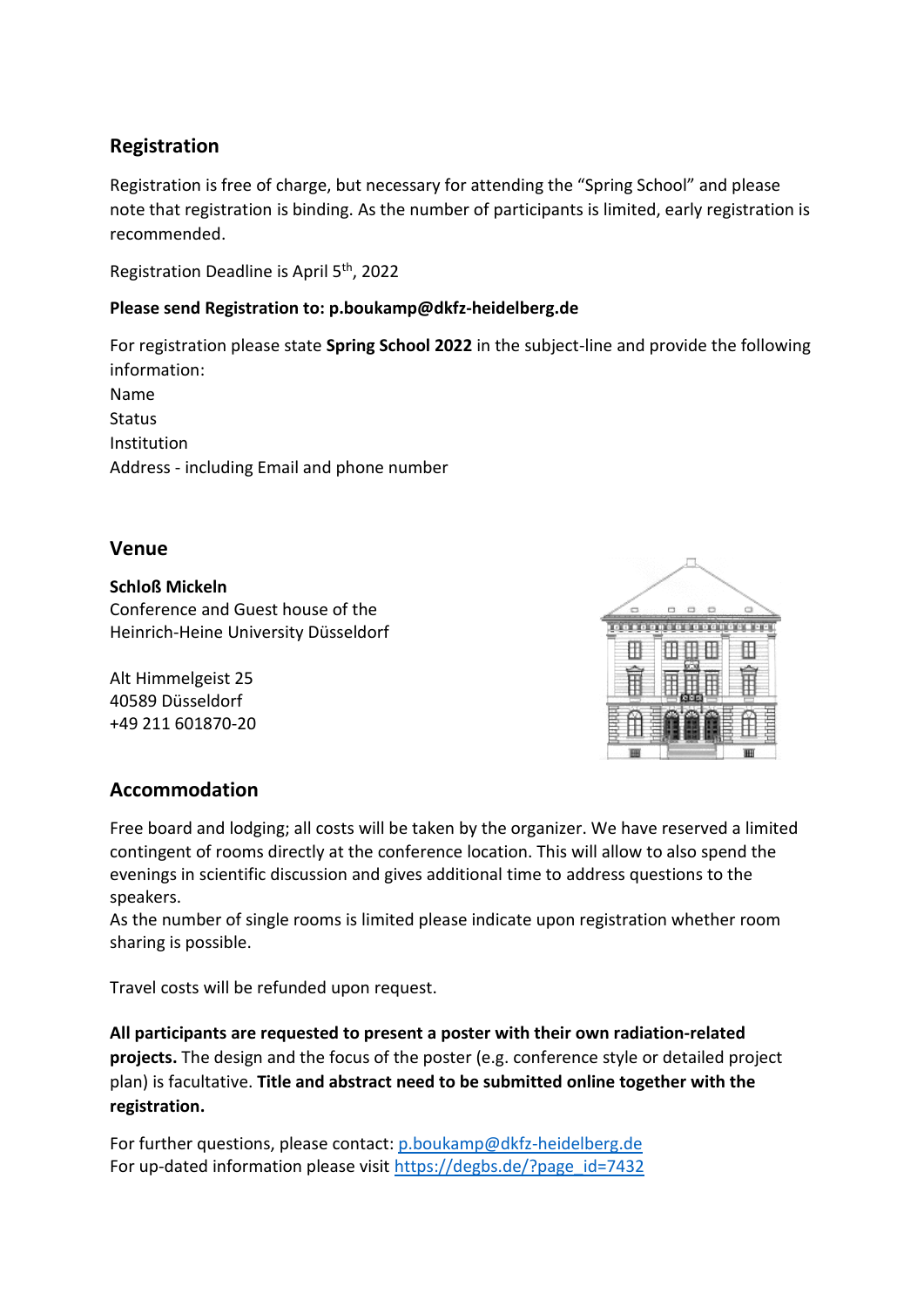## Registration

Registration is free of charge, but necessary for attending the "Spring School" and please note that registration is binding. As the number of participants is limited, early registration is recommended.

Registration Deadline is April 5th, 2022

**Please send Registration to: p.boukamp@dkfz-heidelberg.de**

For registration please state **Spring School 2022** in the subject-line and provide the following information:
Name
Status
Institution
Address - including Email and phone number

## Venue

**Schloß Mickeln**
Conference and Guest house of the
Heinrich-Heine University Düsseldorf

Alt Himmelgeist 25
40589 Düsseldorf
+49 211 601870-20

## Accommodation

Free board and lodging; all costs will be taken by the organizer. We have reserved a limited contingent of rooms directly at the conference location. This will allow to also spend the evenings in scientific discussion and gives additional time to address questions to the speakers.
As the number of single rooms is limited please indicate upon registration whether room sharing is possible.

Travel costs will be refunded upon request.

**All participants are requested to present a poster with their own radiation-related projects.** The design and the focus of the poster (e.g. conference style or detailed project plan) is facultative. **Title and abstract need to be submitted online together with the registration.**

For further questions, please contact: p.boukamp@dkfz-heidelberg.de
For up-dated information please visit https://degbs.de/?page_id=7432